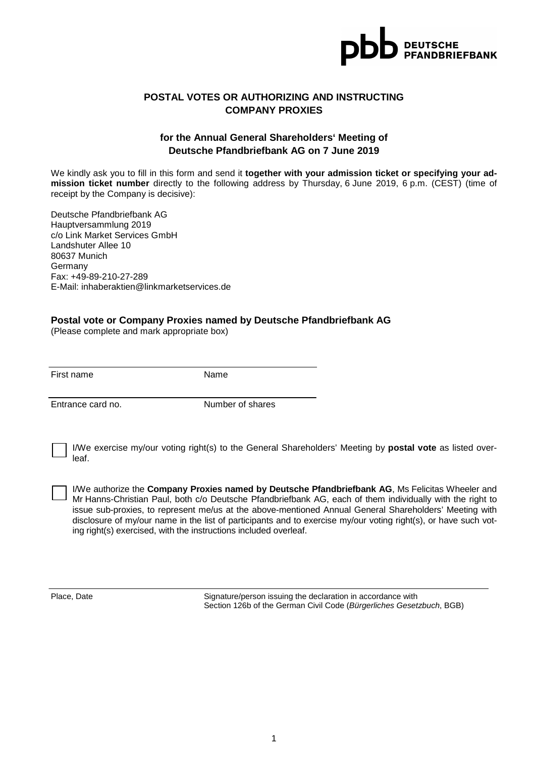**pbb DEUTSCHE PFANDBRIEFBANK**

## POSTAL VOTES OR AUTHORIZING AND INSTRUCTING COMPANY PROXIES

### for the Annual General Shareholders' Meeting of Deutsche Pfandbriefbank AG on 7 June 2019

We kindly ask you to fill in this form and send it **together with your admission ticket or specifying your admission ticket number** directly to the following address by Thursday, 6 June 2019, 6 p.m. (CEST) (time of receipt by the Company is decisive):

Deutsche Pfandbriefbank AG
Hauptversammlung 2019
c/o Link Market Services GmbH
Landshuter Allee 10
80637 Munich
Germany
Fax: +49-89-210-27-289
E-Mail: inhaberaktien@linkmarketservices.de

**Postal vote or Company Proxies named by Deutsche Pfandbriefbank AG**
(Please complete and mark appropriate box)

First name &nbsp;&nbsp;&nbsp;&nbsp; Name

Entrance card no. &nbsp;&nbsp;&nbsp;&nbsp; Number of shares

☐ I/We exercise my/our voting right(s) to the General Shareholders' Meeting by **postal vote** as listed overleaf.

☐ I/We authorize the **Company Proxies named by Deutsche Pfandbriefbank AG**, Ms Felicitas Wheeler and Mr Hanns-Christian Paul, both c/o Deutsche Pfandbriefbank AG, each of them individually with the right to issue sub-proxies, to represent me/us at the above-mentioned Annual General Shareholders' Meeting with disclosure of my/our name in the list of participants and to exercise my/our voting right(s), or have such voting right(s) exercised, with the instructions included overleaf.

Place, Date &nbsp;&nbsp;&nbsp;&nbsp; Signature/person issuing the declaration in accordance with Section 126b of the German Civil Code (*Bürgerliches Gesetzbuch*, BGB)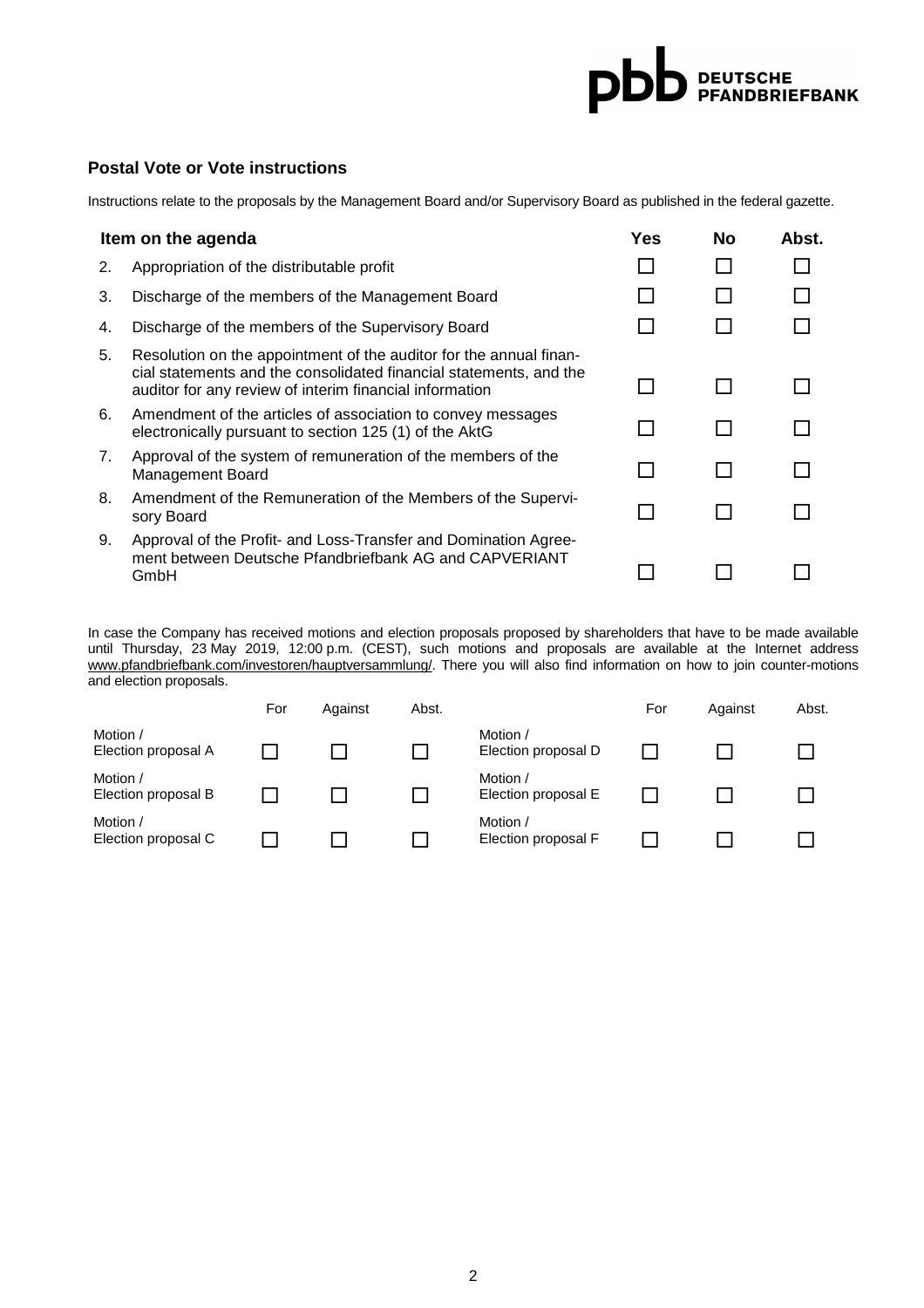## Postal Vote or Vote instructions

Instructions relate to the proposals by the Management Board and/or Supervisory Board as published in the federal gazette.

| Item on the agenda | | Yes | No | Abst. |
|---|---|---|---|---|
| 2. | Appropriation of the distributable profit | ☐ | ☐ | ☐ |
| 3. | Discharge of the members of the Management Board | ☐ | ☐ | ☐ |
| 4. | Discharge of the members of the Supervisory Board | ☐ | ☐ | ☐ |
| 5. | Resolution on the appointment of the auditor for the annual financial statements and the consolidated financial statements, and the auditor for any review of interim financial information | ☐ | ☐ | ☐ |
| 6. | Amendment of the articles of association to convey messages electronically pursuant to section 125 (1) of the AktG | ☐ | ☐ | ☐ |
| 7. | Approval of the system of remuneration of the members of the Management Board | ☐ | ☐ | ☐ |
| 8. | Amendment of the Remuneration of the Members of the Supervisory Board | ☐ | ☐ | ☐ |
| 9. | Approval of the Profit- and Loss-Transfer and Domination Agreement between Deutsche Pfandbriefbank AG and CAPVERIANT GmbH | ☐ | ☐ | ☐ |

In case the Company has received motions and election proposals proposed by shareholders that have to be made available until Thursday, 23 May 2019, 12:00 p.m. (CEST), such motions and proposals are available at the Internet address www.pfandbriefbank.com/investoren/hauptversammlung/. There you will also find information on how to join counter-motions and election proposals.

| | For | Against | Abst. | | For | Against | Abst. |
|---|---|---|---|---|---|---|---|
| Motion / Election proposal A | ☐ | ☐ | ☐ | Motion / Election proposal D | ☐ | ☐ | ☐ |
| Motion / Election proposal B | ☐ | ☐ | ☐ | Motion / Election proposal E | ☐ | ☐ | ☐ |
| Motion / Election proposal C | ☐ | ☐ | ☐ | Motion / Election proposal F | ☐ | ☐ | ☐ |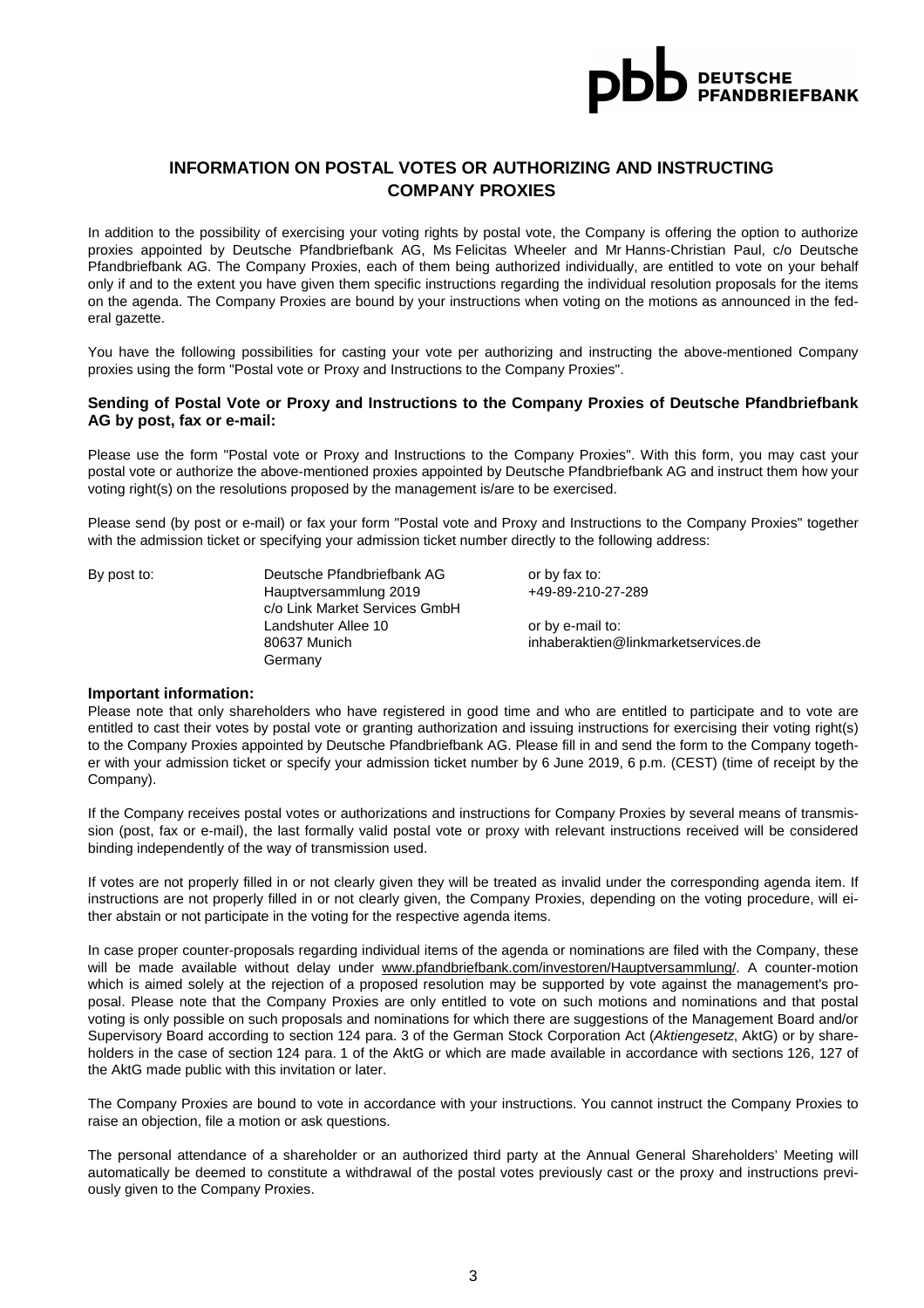## INFORMATION ON POSTAL VOTES OR AUTHORIZING AND INSTRUCTING COMPANY PROXIES

In addition to the possibility of exercising your voting rights by postal vote, the Company is offering the option to authorize proxies appointed by Deutsche Pfandbriefbank AG, Ms Felicitas Wheeler and Mr Hanns-Christian Paul, c/o Deutsche Pfandbriefbank AG. The Company Proxies, each of them being authorized individually, are entitled to vote on your behalf only if and to the extent you have given them specific instructions regarding the individual resolution proposals for the items on the agenda. The Company Proxies are bound by your instructions when voting on the motions as announced in the federal gazette.

You have the following possibilities for casting your vote per authorizing and instructing the above-mentioned Company proxies using the form "Postal vote or Proxy and Instructions to the Company Proxies".

### Sending of Postal Vote or Proxy and Instructions to the Company Proxies of Deutsche Pfandbriefbank AG by post, fax or e-mail:

Please use the form "Postal vote or Proxy and Instructions to the Company Proxies". With this form, you may cast your postal vote or authorize the above-mentioned proxies appointed by Deutsche Pfandbriefbank AG and instruct them how your voting right(s) on the resolutions proposed by the management is/are to be exercised.

Please send (by post or e-mail) or fax your form "Postal vote and Proxy and Instructions to the Company Proxies" together with the admission ticket or specifying your admission ticket number directly to the following address:

By post to:

Deutsche Pfandbriefbank AG
Hauptversammlung 2019
c/o Link Market Services GmbH
Landshuter Allee 10
80637 Munich
Germany

or by fax to:
+49-89-210-27-289

or by e-mail to:
inhaberaktien@linkmarketservices.de

### Important information:

Please note that only shareholders who have registered in good time and who are entitled to participate and to vote are entitled to cast their votes by postal vote or granting authorization and issuing instructions for exercising their voting right(s) to the Company Proxies appointed by Deutsche Pfandbriefbank AG. Please fill in and send the form to the Company together with your admission ticket or specify your admission ticket number by 6 June 2019, 6 p.m. (CEST) (time of receipt by the Company).

If the Company receives postal votes or authorizations and instructions for Company Proxies by several means of transmission (post, fax or e-mail), the last formally valid postal vote or proxy with relevant instructions received will be considered binding independently of the way of transmission used.

If votes are not properly filled in or not clearly given they will be treated as invalid under the corresponding agenda item. If instructions are not properly filled in or not clearly given, the Company Proxies, depending on the voting procedure, will either abstain or not participate in the voting for the respective agenda items.

In case proper counter-proposals regarding individual items of the agenda or nominations are filed with the Company, these will be made available without delay under www.pfandbriefbank.com/investoren/Hauptversammlung/. A counter-motion which is aimed solely at the rejection of a proposed resolution may be supported by vote against the management's proposal. Please note that the Company Proxies are only entitled to vote on such motions and nominations and that postal voting is only possible on such proposals and nominations for which there are suggestions of the Management Board and/or Supervisory Board according to section 124 para. 3 of the German Stock Corporation Act (*Aktiengesetz*, AktG) or by shareholders in the case of section 124 para. 1 of the AktG or which are made available in accordance with sections 126, 127 of the AktG made public with this invitation or later.

The Company Proxies are bound to vote in accordance with your instructions. You cannot instruct the Company Proxies to raise an objection, file a motion or ask questions.

The personal attendance of a shareholder or an authorized third party at the Annual General Shareholders' Meeting will automatically be deemed to constitute a withdrawal of the postal votes previously cast or the proxy and instructions previously given to the Company Proxies.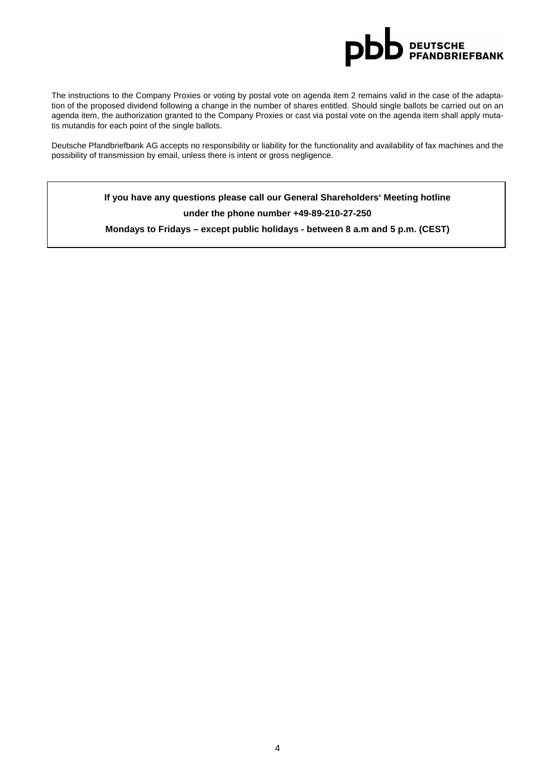The instructions to the Company Proxies or voting by postal vote on agenda item 2 remains valid in the case of the adaptation of the proposed dividend following a change in the number of shares entitled. Should single ballots be carried out on an agenda item, the authorization granted to the Company Proxies or cast via postal vote on the agenda item shall apply mutatis mutandis for each point of the single ballots.

Deutsche Pfandbriefbank AG accepts no responsibility or liability for the functionality and availability of fax machines and the possibility of transmission by email, unless there is intent or gross negligence.

**If you have any questions please call our General Shareholders‘ Meeting hotline**

**under the phone number +49-89-210-27-250**

**Mondays to Fridays – except public holidays - between 8 a.m and 5 p.m. (CEST)**